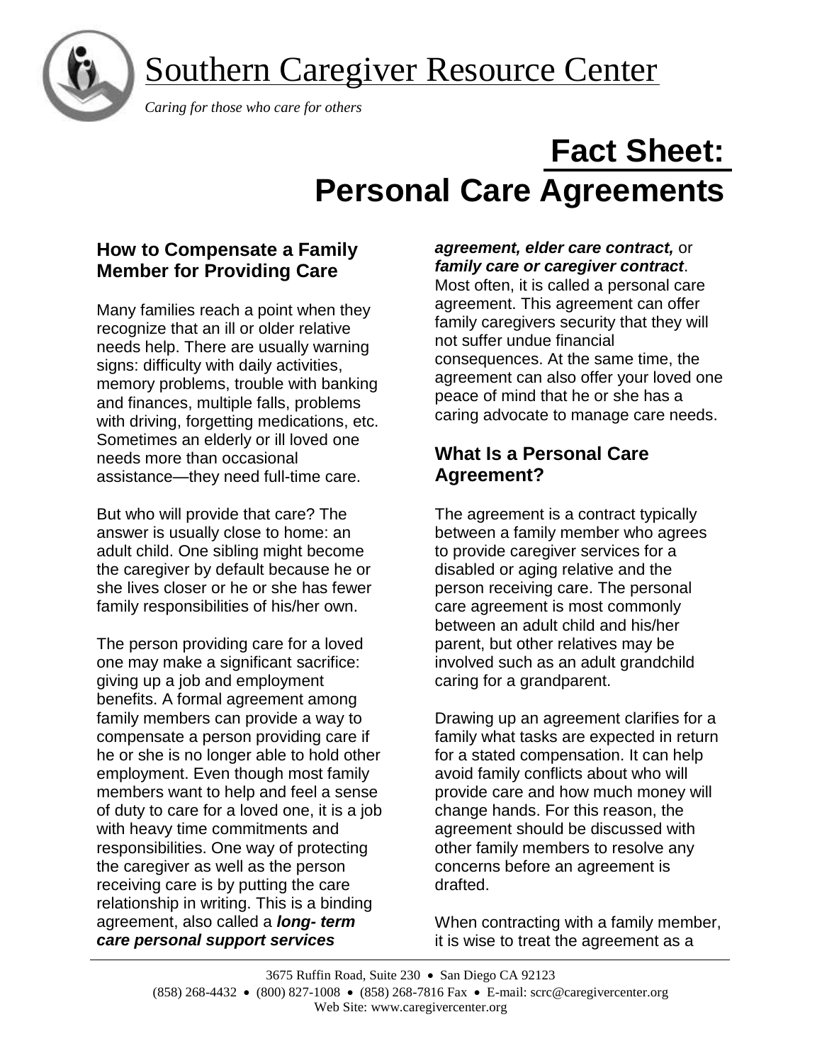# Southern Caregiver Resource Center

*Caring for those who care for others*

# Fact Sheet: Personal Care Agreements

## How to Compensate a Family Member for Providing Care

Many families reach a point when they recognize that an ill or older relative needs help. There are usually warning signs: difficulty with daily activities, memory problems, trouble with banking and finances, multiple falls, problems with driving, forgetting medications, etc. Sometimes an elderly or ill loved one needs more than occasional assistance—they need full-time care.

But who will provide that care? The answer is usually close to home: an adult child. One sibling might become the caregiver by default because he or she lives closer or he or she has fewer family responsibilities of his/her own.

The person providing care for a loved one may make a significant sacrifice: giving up a job and employment benefits. A formal agreement among family members can provide a way to compensate a person providing care if he or she is no longer able to hold other employment. Even though most family members want to help and feel a sense of duty to care for a loved one, it is a job with heavy time commitments and responsibilities. One way of protecting the caregiver as well as the person receiving care is by putting the care relationship in writing. This is a binding agreement, also called a ***long- term care personal support services agreement, elder care contract,*** or ***family care or caregiver contract***. Most often, it is called a personal care agreement. This agreement can offer family caregivers security that they will not suffer undue financial consequences. At the same time, the agreement can also offer your loved one peace of mind that he or she has a caring advocate to manage care needs.

## What Is a Personal Care Agreement?

The agreement is a contract typically between a family member who agrees to provide caregiver services for a disabled or aging relative and the person receiving care. The personal care agreement is most commonly between an adult child and his/her parent, but other relatives may be involved such as an adult grandchild caring for a grandparent.

Drawing up an agreement clarifies for a family what tasks are expected in return for a stated compensation. It can help avoid family conflicts about who will provide care and how much money will change hands. For this reason, the agreement should be discussed with other family members to resolve any concerns before an agreement is drafted.

When contracting with a family member, it is wise to treat the agreement as a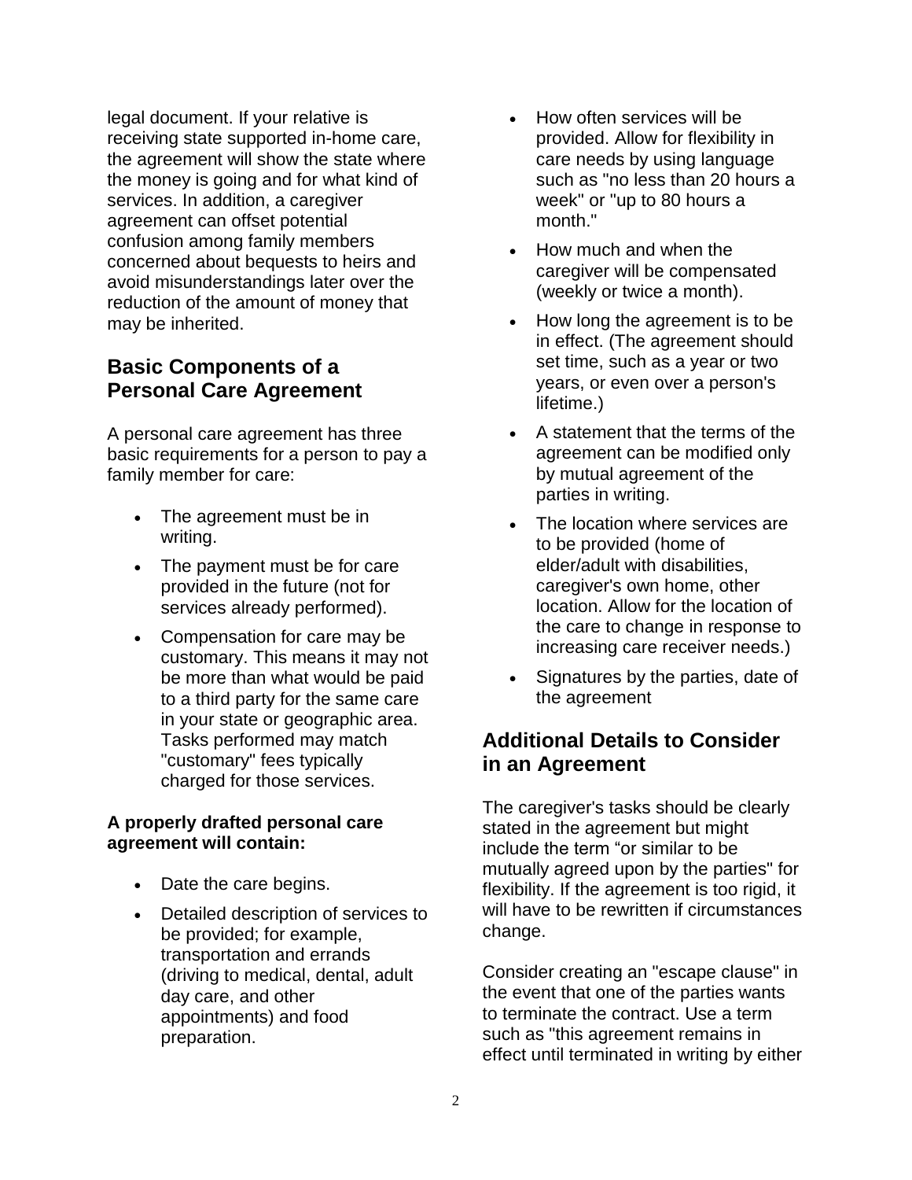legal document. If your relative is receiving state supported in-home care, the agreement will show the state where the money is going and for what kind of services. In addition, a caregiver agreement can offset potential confusion among family members concerned about bequests to heirs and avoid misunderstandings later over the reduction of the amount of money that may be inherited.

## Basic Components of a Personal Care Agreement

A personal care agreement has three basic requirements for a person to pay a family member for care:

- The agreement must be in writing.
- The payment must be for care provided in the future (not for services already performed).
- Compensation for care may be customary. This means it may not be more than what would be paid to a third party for the same care in your state or geographic area. Tasks performed may match "customary" fees typically charged for those services.

**A properly drafted personal care agreement will contain:**

- Date the care begins.
- Detailed description of services to be provided; for example, transportation and errands (driving to medical, dental, adult day care, and other appointments) and food preparation.
- How often services will be provided. Allow for flexibility in care needs by using language such as "no less than 20 hours a week" or "up to 80 hours a month."
- How much and when the caregiver will be compensated (weekly or twice a month).
- How long the agreement is to be in effect. (The agreement should set time, such as a year or two years, or even over a person's lifetime.)
- A statement that the terms of the agreement can be modified only by mutual agreement of the parties in writing.
- The location where services are to be provided (home of elder/adult with disabilities, caregiver's own home, other location. Allow for the location of the care to change in response to increasing care receiver needs.)
- Signatures by the parties, date of the agreement

## Additional Details to Consider in an Agreement

The caregiver's tasks should be clearly stated in the agreement but might include the term "or similar to be mutually agreed upon by the parties" for flexibility. If the agreement is too rigid, it will have to be rewritten if circumstances change.

Consider creating an "escape clause" in the event that one of the parties wants to terminate the contract. Use a term such as "this agreement remains in effect until terminated in writing by either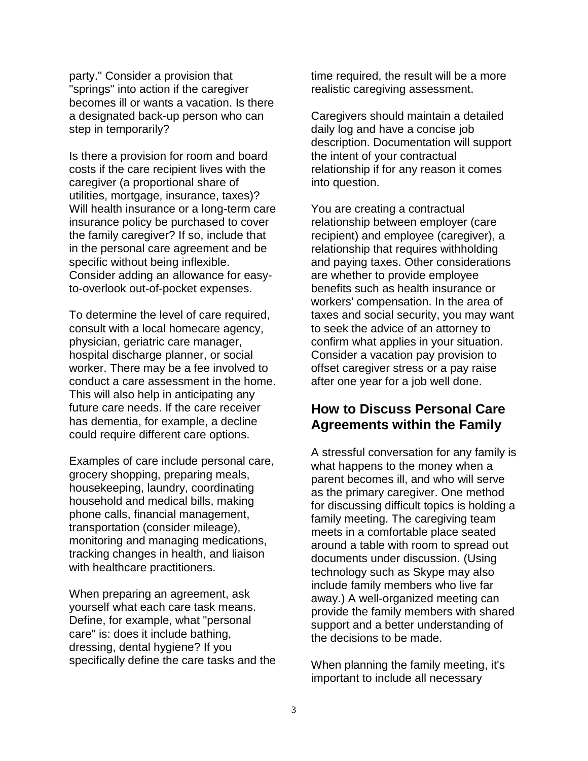party." Consider a provision that "springs" into action if the caregiver becomes ill or wants a vacation. Is there a designated back-up person who can step in temporarily?

Is there a provision for room and board costs if the care recipient lives with the caregiver (a proportional share of utilities, mortgage, insurance, taxes)? Will health insurance or a long-term care insurance policy be purchased to cover the family caregiver? If so, include that in the personal care agreement and be specific without being inflexible. Consider adding an allowance for easy-to-overlook out-of-pocket expenses.

To determine the level of care required, consult with a local homecare agency, physician, geriatric care manager, hospital discharge planner, or social worker. There may be a fee involved to conduct a care assessment in the home. This will also help in anticipating any future care needs. If the care receiver has dementia, for example, a decline could require different care options.

Examples of care include personal care, grocery shopping, preparing meals, housekeeping, laundry, coordinating household and medical bills, making phone calls, financial management, transportation (consider mileage), monitoring and managing medications, tracking changes in health, and liaison with healthcare practitioners.

When preparing an agreement, ask yourself what each care task means. Define, for example, what "personal care" is: does it include bathing, dressing, dental hygiene? If you specifically define the care tasks and the time required, the result will be a more realistic caregiving assessment.

Caregivers should maintain a detailed daily log and have a concise job description. Documentation will support the intent of your contractual relationship if for any reason it comes into question.

You are creating a contractual relationship between employer (care recipient) and employee (caregiver), a relationship that requires withholding and paying taxes. Other considerations are whether to provide employee benefits such as health insurance or workers' compensation. In the area of taxes and social security, you may want to seek the advice of an attorney to confirm what applies in your situation. Consider a vacation pay provision to offset caregiver stress or a pay raise after one year for a job well done.

## How to Discuss Personal Care Agreements within the Family

A stressful conversation for any family is what happens to the money when a parent becomes ill, and who will serve as the primary caregiver. One method for discussing difficult topics is holding a family meeting. The caregiving team meets in a comfortable place seated around a table with room to spread out documents under discussion. (Using technology such as Skype may also include family members who live far away.) A well-organized meeting can provide the family members with shared support and a better understanding of the decisions to be made.

When planning the family meeting, it's important to include all necessary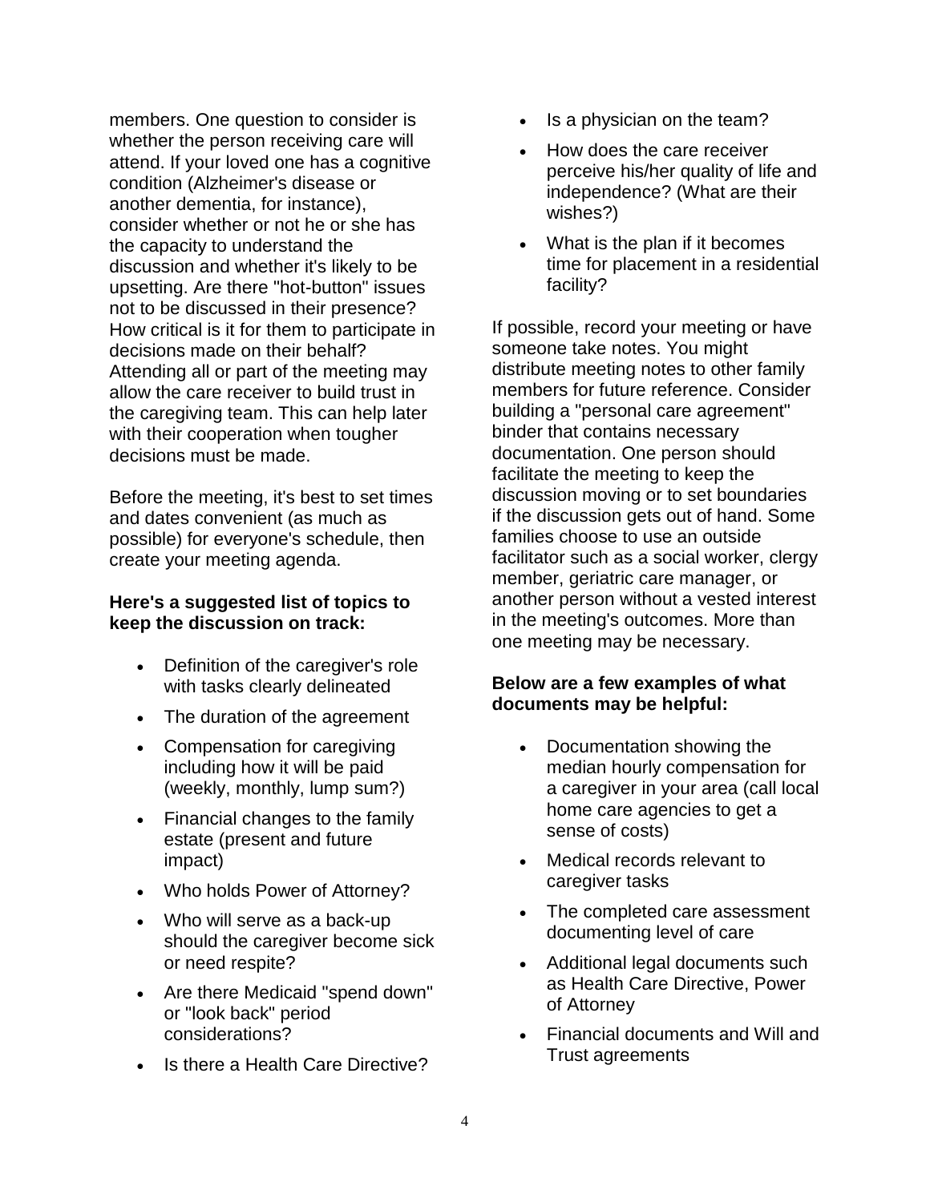members. One question to consider is whether the person receiving care will attend. If your loved one has a cognitive condition (Alzheimer's disease or another dementia, for instance), consider whether or not he or she has the capacity to understand the discussion and whether it's likely to be upsetting. Are there "hot-button" issues not to be discussed in their presence? How critical is it for them to participate in decisions made on their behalf? Attending all or part of the meeting may allow the care receiver to build trust in the caregiving team. This can help later with their cooperation when tougher decisions must be made.

Before the meeting, it's best to set times and dates convenient (as much as possible) for everyone's schedule, then create your meeting agenda.

**Here's a suggested list of topics to keep the discussion on track:**

- Definition of the caregiver's role with tasks clearly delineated
- The duration of the agreement
- Compensation for caregiving including how it will be paid (weekly, monthly, lump sum?)
- Financial changes to the family estate (present and future impact)
- Who holds Power of Attorney?
- Who will serve as a back-up should the caregiver become sick or need respite?
- Are there Medicaid "spend down" or "look back" period considerations?
- Is there a Health Care Directive?
- Is a physician on the team?
- How does the care receiver perceive his/her quality of life and independence? (What are their wishes?)
- What is the plan if it becomes time for placement in a residential facility?

If possible, record your meeting or have someone take notes. You might distribute meeting notes to other family members for future reference. Consider building a "personal care agreement" binder that contains necessary documentation. One person should facilitate the meeting to keep the discussion moving or to set boundaries if the discussion gets out of hand. Some families choose to use an outside facilitator such as a social worker, clergy member, geriatric care manager, or another person without a vested interest in the meeting's outcomes. More than one meeting may be necessary.

**Below are a few examples of what documents may be helpful:**

- Documentation showing the median hourly compensation for a caregiver in your area (call local home care agencies to get a sense of costs)
- Medical records relevant to caregiver tasks
- The completed care assessment documenting level of care
- Additional legal documents such as Health Care Directive, Power of Attorney
- Financial documents and Will and Trust agreements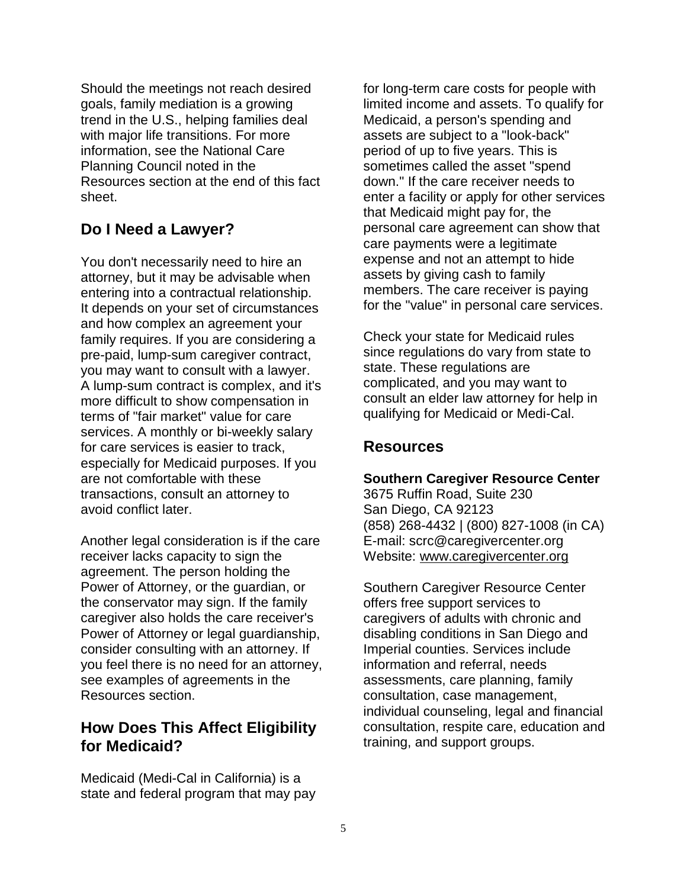Should the meetings not reach desired goals, family mediation is a growing trend in the U.S., helping families deal with major life transitions. For more information, see the National Care Planning Council noted in the Resources section at the end of this fact sheet.

## Do I Need a Lawyer?

You don't necessarily need to hire an attorney, but it may be advisable when entering into a contractual relationship. It depends on your set of circumstances and how complex an agreement your family requires. If you are considering a pre-paid, lump-sum caregiver contract, you may want to consult with a lawyer. A lump-sum contract is complex, and it's more difficult to show compensation in terms of "fair market" value for care services. A monthly or bi-weekly salary for care services is easier to track, especially for Medicaid purposes. If you are not comfortable with these transactions, consult an attorney to avoid conflict later.

Another legal consideration is if the care receiver lacks capacity to sign the agreement. The person holding the Power of Attorney, or the guardian, or the conservator may sign. If the family caregiver also holds the care receiver's Power of Attorney or legal guardianship, consider consulting with an attorney. If you feel there is no need for an attorney, see examples of agreements in the Resources section.

## How Does This Affect Eligibility for Medicaid?

Medicaid (Medi-Cal in California) is a state and federal program that may pay for long-term care costs for people with limited income and assets. To qualify for Medicaid, a person's spending and assets are subject to a "look-back" period of up to five years. This is sometimes called the asset "spend down." If the care receiver needs to enter a facility or apply for other services that Medicaid might pay for, the personal care agreement can show that care payments were a legitimate expense and not an attempt to hide assets by giving cash to family members. The care receiver is paying for the "value" in personal care services.

Check your state for Medicaid rules since regulations do vary from state to state. These regulations are complicated, and you may want to consult an elder law attorney for help in qualifying for Medicaid or Medi-Cal.

## Resources

**Southern Caregiver Resource Center**
3675 Ruffin Road, Suite 230
San Diego, CA 92123
(858) 268-4432 | (800) 827-1008 (in CA)
E-mail: scrc@caregivercenter.org
Website: www.caregivercenter.org

Southern Caregiver Resource Center offers free support services to caregivers of adults with chronic and disabling conditions in San Diego and Imperial counties. Services include information and referral, needs assessments, care planning, family consultation, case management, individual counseling, legal and financial consultation, respite care, education and training, and support groups.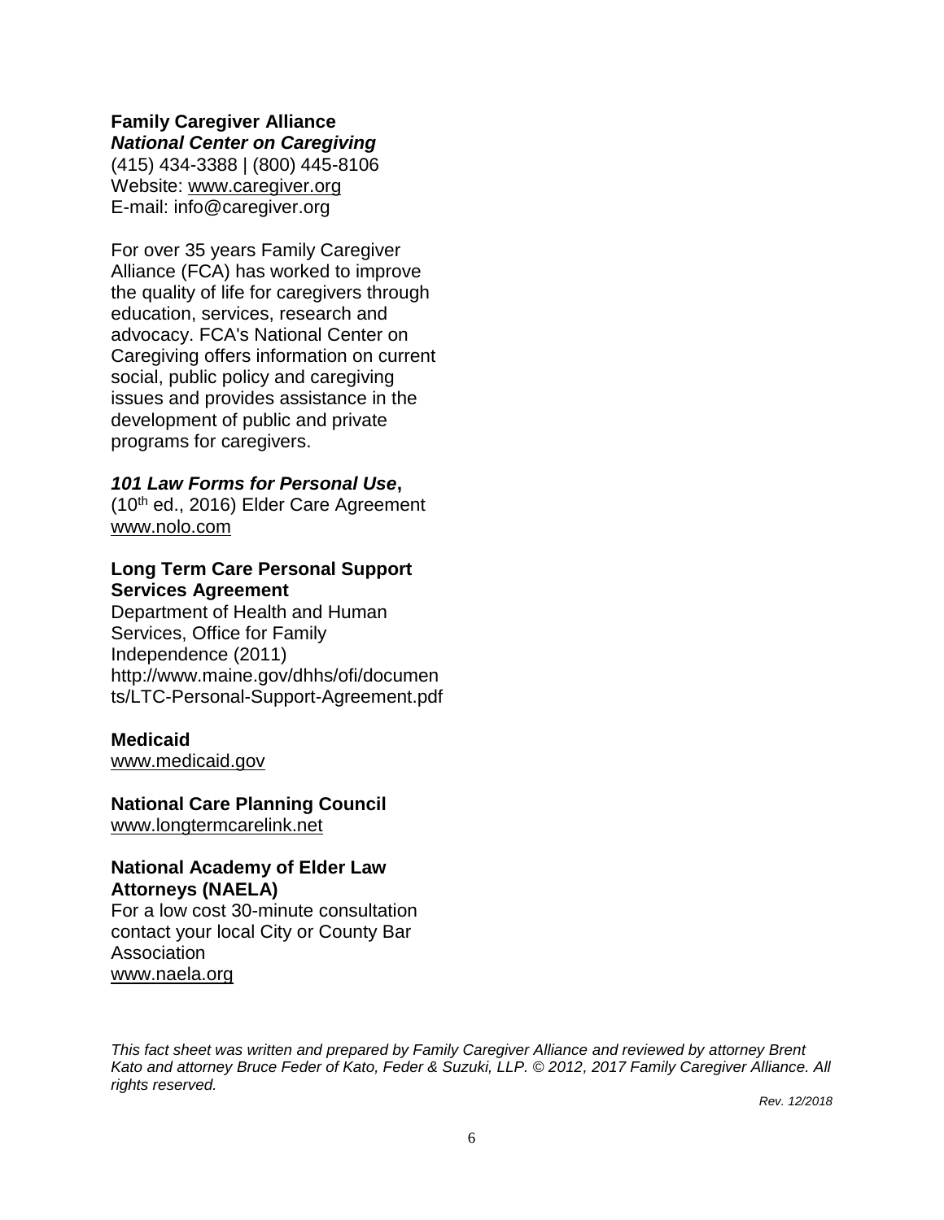**Family Caregiver Alliance**
***National Center on Caregiving***
(415) 434-3388 | (800) 445-8106
Website: www.caregiver.org
E-mail: info@caregiver.org

For over 35 years Family Caregiver Alliance (FCA) has worked to improve the quality of life for caregivers through education, services, research and advocacy. FCA's National Center on Caregiving offers information on current social, public policy and caregiving issues and provides assistance in the development of public and private programs for caregivers.

***101 Law Forms for Personal Use*,**
(10th ed., 2016) Elder Care Agreement
www.nolo.com

**Long Term Care Personal Support Services Agreement**
Department of Health and Human Services, Office for Family Independence (2011)
http://www.maine.gov/dhhs/ofi/documents/LTC-Personal-Support-Agreement.pdf

**Medicaid**
www.medicaid.gov

**National Care Planning Council**
www.longtermcarelink.net

**National Academy of Elder Law Attorneys (NAELA)**
For a low cost 30-minute consultation contact your local City or County Bar Association
www.naela.org

*This fact sheet was written and prepared by Family Caregiver Alliance and reviewed by attorney Brent Kato and attorney Bruce Feder of Kato, Feder & Suzuki, LLP. © 2012, 2017 Family Caregiver Alliance. All rights reserved.*

*Rev. 12/2018*